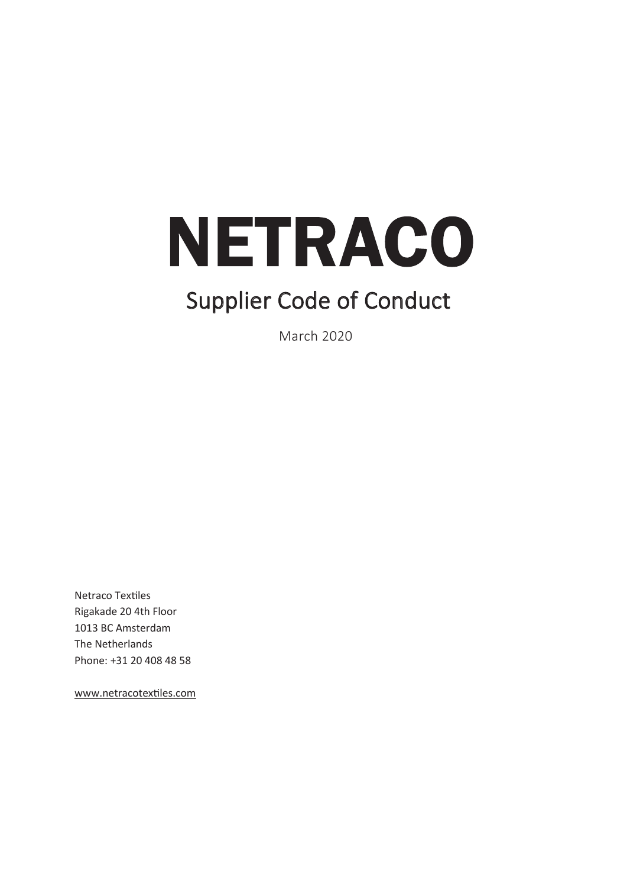# NETRACO

## Supplier Code of Conduct

March 2020

Netraco Textiles
Rigakade 20 4th Floor
1013 BC Amsterdam
The Netherlands
Phone: +31 20 408 48 58

www.netracotextiles.com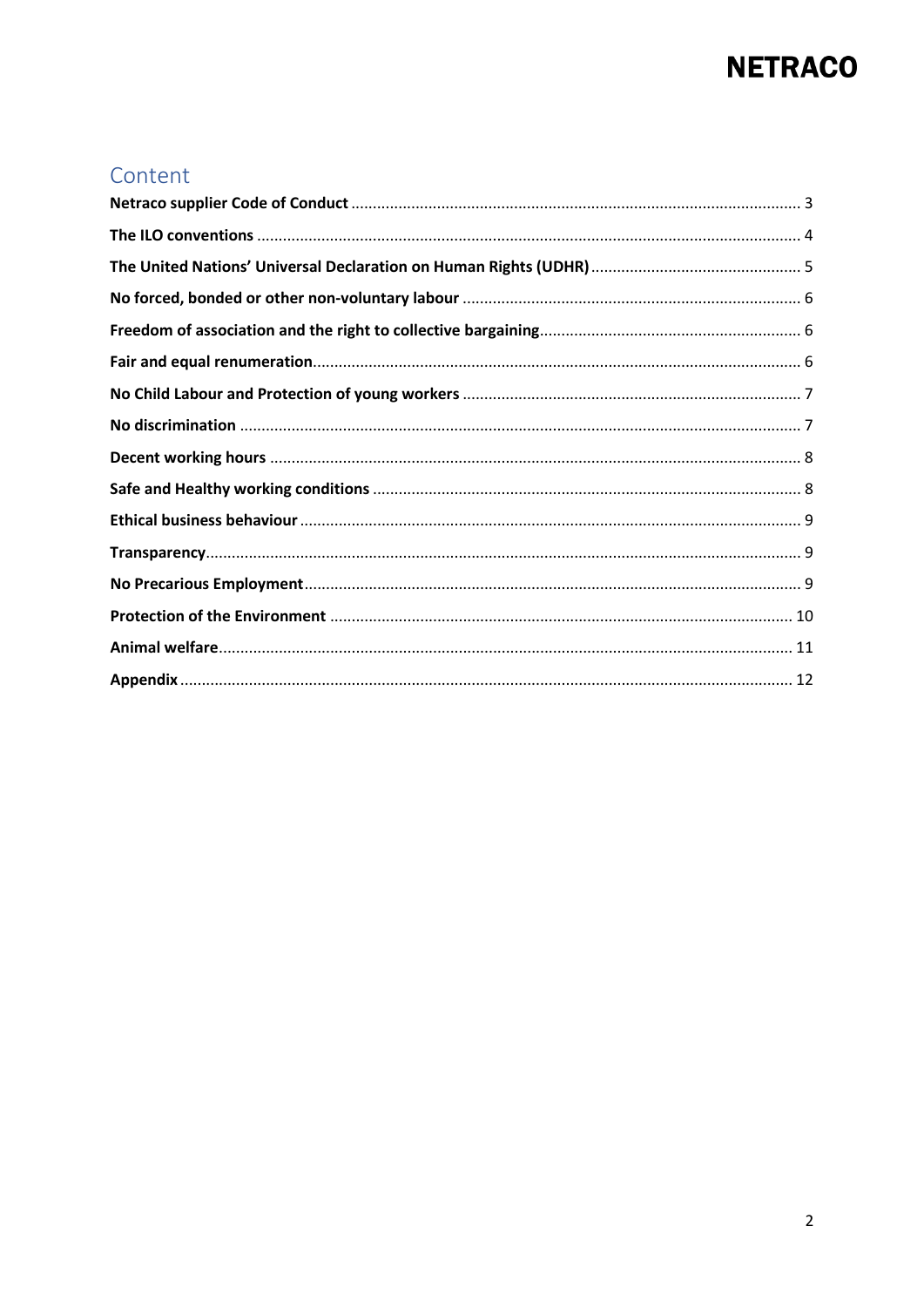## Content

**Netraco supplier Code of Conduct** ........................................ 3

**The ILO conventions** ........................................ 4

**The United Nations' Universal Declaration on Human Rights (UDHR)** ........................................ 5

**No forced, bonded or other non-voluntary labour** ........................................ 6

**Freedom of association and the right to collective bargaining** ........................................ 6

**Fair and equal renumeration** ........................................ 6

**No Child Labour and Protection of young workers** ........................................ 7

**No discrimination** ........................................ 7

**Decent working hours** ........................................ 8

**Safe and Healthy working conditions** ........................................ 8

**Ethical business behaviour** ........................................ 9

**Transparency** ........................................ 9

**No Precarious Employment** ........................................ 9

**Protection of the Environment** ........................................ 10

**Animal welfare** ........................................ 11

**Appendix** ........................................ 12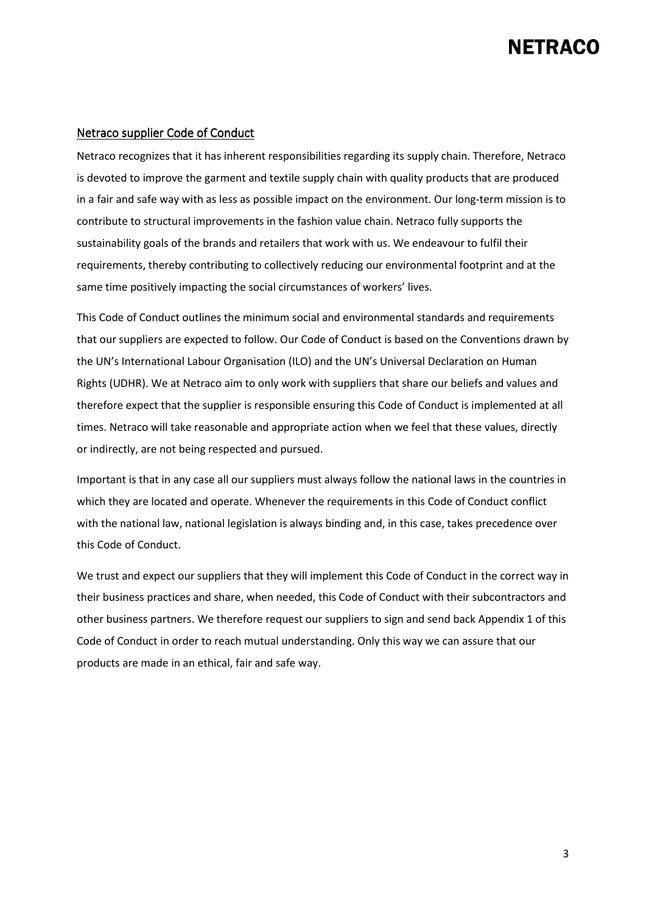## Netraco supplier Code of Conduct

Netraco recognizes that it has inherent responsibilities regarding its supply chain. Therefore, Netraco is devoted to improve the garment and textile supply chain with quality products that are produced in a fair and safe way with as less as possible impact on the environment. Our long-term mission is to contribute to structural improvements in the fashion value chain. Netraco fully supports the sustainability goals of the brands and retailers that work with us. We endeavour to fulfil their requirements, thereby contributing to collectively reducing our environmental footprint and at the same time positively impacting the social circumstances of workers' lives.

This Code of Conduct outlines the minimum social and environmental standards and requirements that our suppliers are expected to follow. Our Code of Conduct is based on the Conventions drawn by the UN's International Labour Organisation (ILO) and the UN's Universal Declaration on Human Rights (UDHR). We at Netraco aim to only work with suppliers that share our beliefs and values and therefore expect that the supplier is responsible ensuring this Code of Conduct is implemented at all times. Netraco will take reasonable and appropriate action when we feel that these values, directly or indirectly, are not being respected and pursued.

Important is that in any case all our suppliers must always follow the national laws in the countries in which they are located and operate. Whenever the requirements in this Code of Conduct conflict with the national law, national legislation is always binding and, in this case, takes precedence over this Code of Conduct.

We trust and expect our suppliers that they will implement this Code of Conduct in the correct way in their business practices and share, when needed, this Code of Conduct with their subcontractors and other business partners. We therefore request our suppliers to sign and send back Appendix 1 of this Code of Conduct in order to reach mutual understanding. Only this way we can assure that our products are made in an ethical, fair and safe way.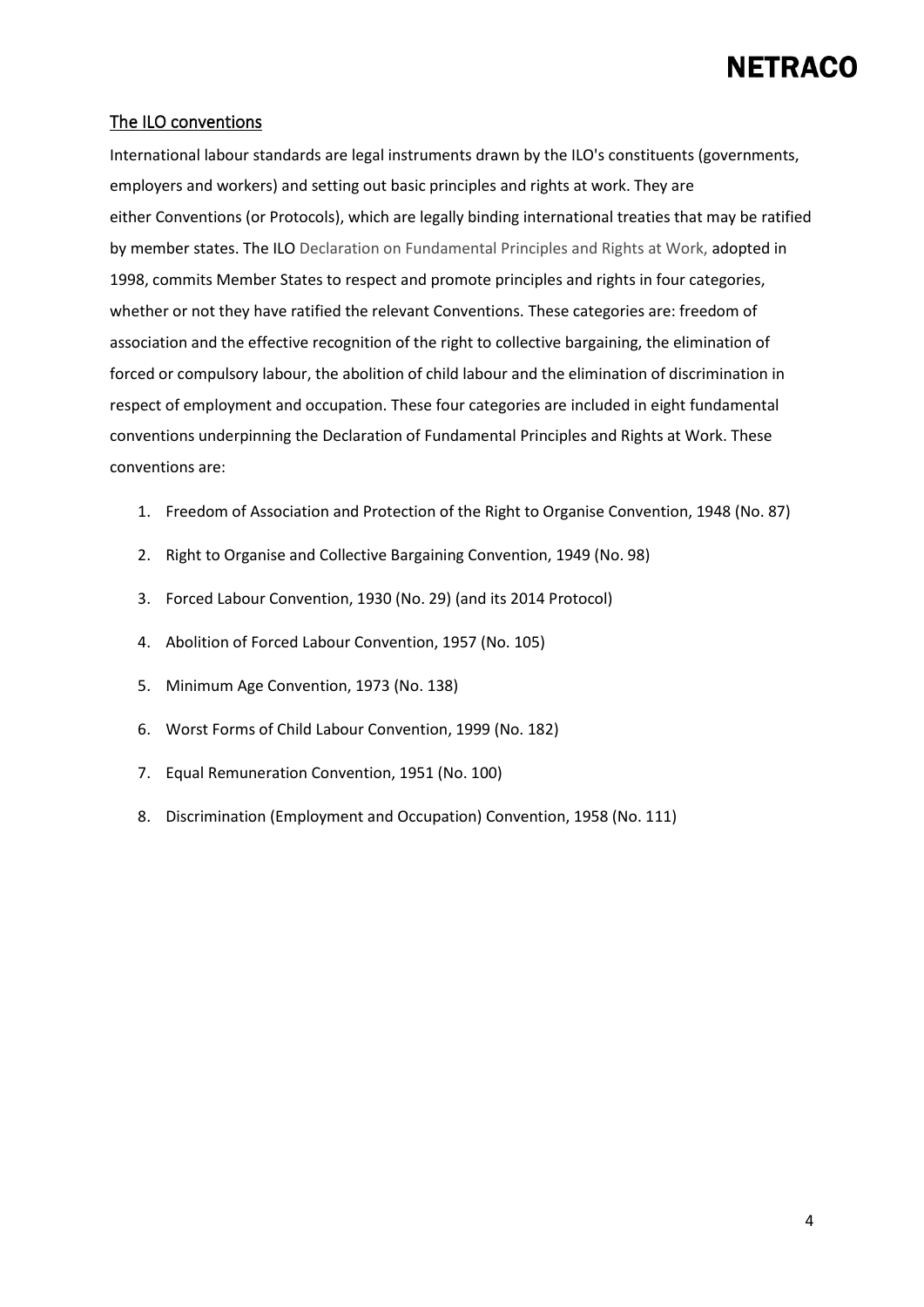## The ILO conventions

International labour standards are legal instruments drawn by the ILO's constituents (governments, employers and workers) and setting out basic principles and rights at work. They are either Conventions (or Protocols), which are legally binding international treaties that may be ratified by member states. The ILO Declaration on Fundamental Principles and Rights at Work, adopted in 1998, commits Member States to respect and promote principles and rights in four categories, whether or not they have ratified the relevant Conventions. These categories are: freedom of association and the effective recognition of the right to collective bargaining, the elimination of forced or compulsory labour, the abolition of child labour and the elimination of discrimination in respect of employment and occupation. These four categories are included in eight fundamental conventions underpinning the Declaration of Fundamental Principles and Rights at Work. These conventions are:

1. Freedom of Association and Protection of the Right to Organise Convention, 1948 (No. 87)
2. Right to Organise and Collective Bargaining Convention, 1949 (No. 98)
3. Forced Labour Convention, 1930 (No. 29) (and its 2014 Protocol)
4. Abolition of Forced Labour Convention, 1957 (No. 105)
5. Minimum Age Convention, 1973 (No. 138)
6. Worst Forms of Child Labour Convention, 1999 (No. 182)
7. Equal Remuneration Convention, 1951 (No. 100)
8. Discrimination (Employment and Occupation) Convention, 1958 (No. 111)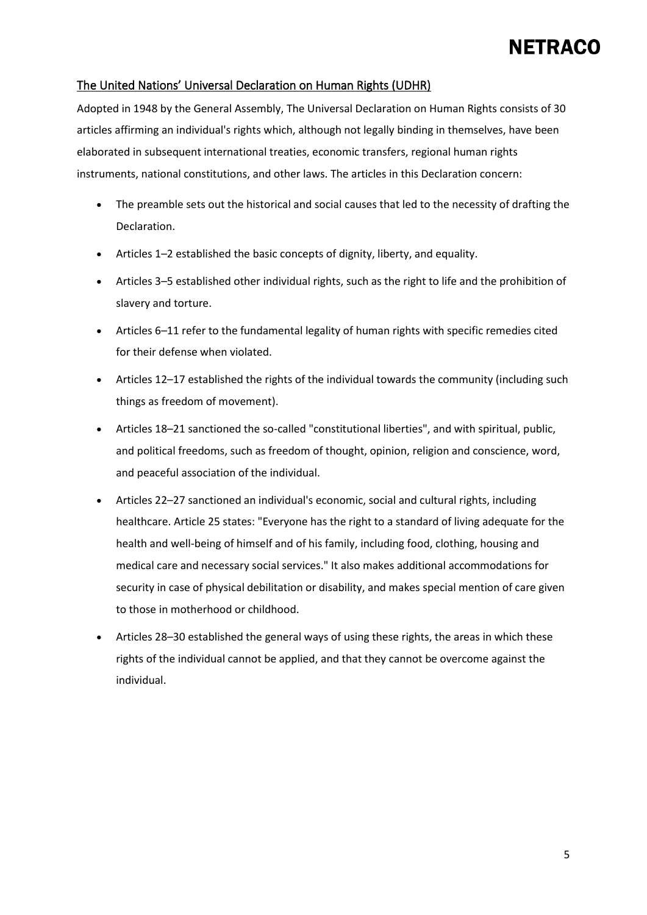## The United Nations' Universal Declaration on Human Rights (UDHR)

Adopted in 1948 by the General Assembly, The Universal Declaration on Human Rights consists of 30 articles affirming an individual's rights which, although not legally binding in themselves, have been elaborated in subsequent international treaties, economic transfers, regional human rights instruments, national constitutions, and other laws. The articles in this Declaration concern:

- The preamble sets out the historical and social causes that led to the necessity of drafting the Declaration.
- Articles 1–2 established the basic concepts of dignity, liberty, and equality.
- Articles 3–5 established other individual rights, such as the right to life and the prohibition of slavery and torture.
- Articles 6–11 refer to the fundamental legality of human rights with specific remedies cited for their defense when violated.
- Articles 12–17 established the rights of the individual towards the community (including such things as freedom of movement).
- Articles 18–21 sanctioned the so-called "constitutional liberties", and with spiritual, public, and political freedoms, such as freedom of thought, opinion, religion and conscience, word, and peaceful association of the individual.
- Articles 22–27 sanctioned an individual's economic, social and cultural rights, including healthcare. Article 25 states: "Everyone has the right to a standard of living adequate for the health and well-being of himself and of his family, including food, clothing, housing and medical care and necessary social services." It also makes additional accommodations for security in case of physical debilitation or disability, and makes special mention of care given to those in motherhood or childhood.
- Articles 28–30 established the general ways of using these rights, the areas in which these rights of the individual cannot be applied, and that they cannot be overcome against the individual.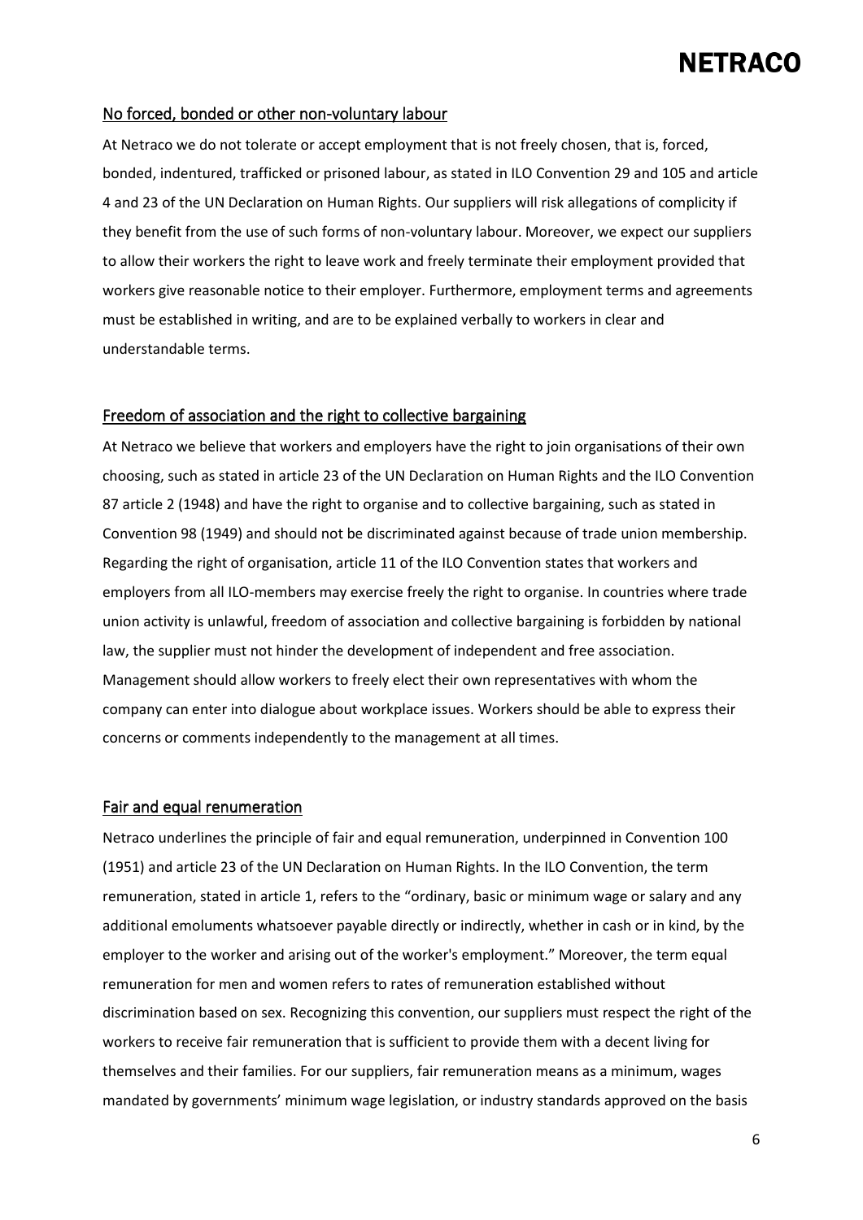## No forced, bonded or other non-voluntary labour

At Netraco we do not tolerate or accept employment that is not freely chosen, that is, forced, bonded, indentured, trafficked or prisoned labour, as stated in ILO Convention 29 and 105 and article 4 and 23 of the UN Declaration on Human Rights. Our suppliers will risk allegations of complicity if they benefit from the use of such forms of non-voluntary labour. Moreover, we expect our suppliers to allow their workers the right to leave work and freely terminate their employment provided that workers give reasonable notice to their employer. Furthermore, employment terms and agreements must be established in writing, and are to be explained verbally to workers in clear and understandable terms.

## Freedom of association and the right to collective bargaining

At Netraco we believe that workers and employers have the right to join organisations of their own choosing, such as stated in article 23 of the UN Declaration on Human Rights and the ILO Convention 87 article 2 (1948) and have the right to organise and to collective bargaining, such as stated in Convention 98 (1949) and should not be discriminated against because of trade union membership. Regarding the right of organisation, article 11 of the ILO Convention states that workers and employers from all ILO-members may exercise freely the right to organise. In countries where trade union activity is unlawful, freedom of association and collective bargaining is forbidden by national law, the supplier must not hinder the development of independent and free association. Management should allow workers to freely elect their own representatives with whom the company can enter into dialogue about workplace issues. Workers should be able to express their concerns or comments independently to the management at all times.

## Fair and equal renumeration

Netraco underlines the principle of fair and equal remuneration, underpinned in Convention 100 (1951) and article 23 of the UN Declaration on Human Rights. In the ILO Convention, the term remuneration, stated in article 1, refers to the "ordinary, basic or minimum wage or salary and any additional emoluments whatsoever payable directly or indirectly, whether in cash or in kind, by the employer to the worker and arising out of the worker's employment." Moreover, the term equal remuneration for men and women refers to rates of remuneration established without discrimination based on sex. Recognizing this convention, our suppliers must respect the right of the workers to receive fair remuneration that is sufficient to provide them with a decent living for themselves and their families. For our suppliers, fair remuneration means as a minimum, wages mandated by governments' minimum wage legislation, or industry standards approved on the basis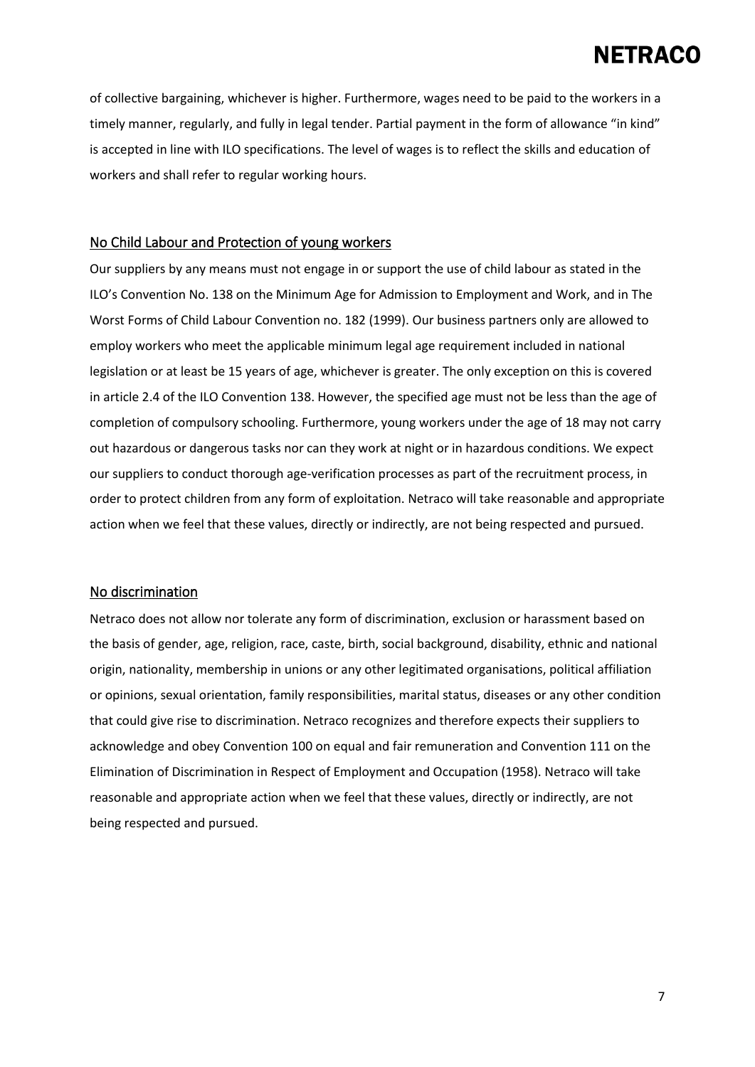of collective bargaining, whichever is higher. Furthermore, wages need to be paid to the workers in a timely manner, regularly, and fully in legal tender. Partial payment in the form of allowance "in kind" is accepted in line with ILO specifications. The level of wages is to reflect the skills and education of workers and shall refer to regular working hours.

## No Child Labour and Protection of young workers

Our suppliers by any means must not engage in or support the use of child labour as stated in the ILO's Convention No. 138 on the Minimum Age for Admission to Employment and Work, and in The Worst Forms of Child Labour Convention no. 182 (1999). Our business partners only are allowed to employ workers who meet the applicable minimum legal age requirement included in national legislation or at least be 15 years of age, whichever is greater. The only exception on this is covered in article 2.4 of the ILO Convention 138. However, the specified age must not be less than the age of completion of compulsory schooling. Furthermore, young workers under the age of 18 may not carry out hazardous or dangerous tasks nor can they work at night or in hazardous conditions. We expect our suppliers to conduct thorough age-verification processes as part of the recruitment process, in order to protect children from any form of exploitation. Netraco will take reasonable and appropriate action when we feel that these values, directly or indirectly, are not being respected and pursued.

## No discrimination

Netraco does not allow nor tolerate any form of discrimination, exclusion or harassment based on the basis of gender, age, religion, race, caste, birth, social background, disability, ethnic and national origin, nationality, membership in unions or any other legitimated organisations, political affiliation or opinions, sexual orientation, family responsibilities, marital status, diseases or any other condition that could give rise to discrimination. Netraco recognizes and therefore expects their suppliers to acknowledge and obey Convention 100 on equal and fair remuneration and Convention 111 on the Elimination of Discrimination in Respect of Employment and Occupation (1958). Netraco will take reasonable and appropriate action when we feel that these values, directly or indirectly, are not being respected and pursued.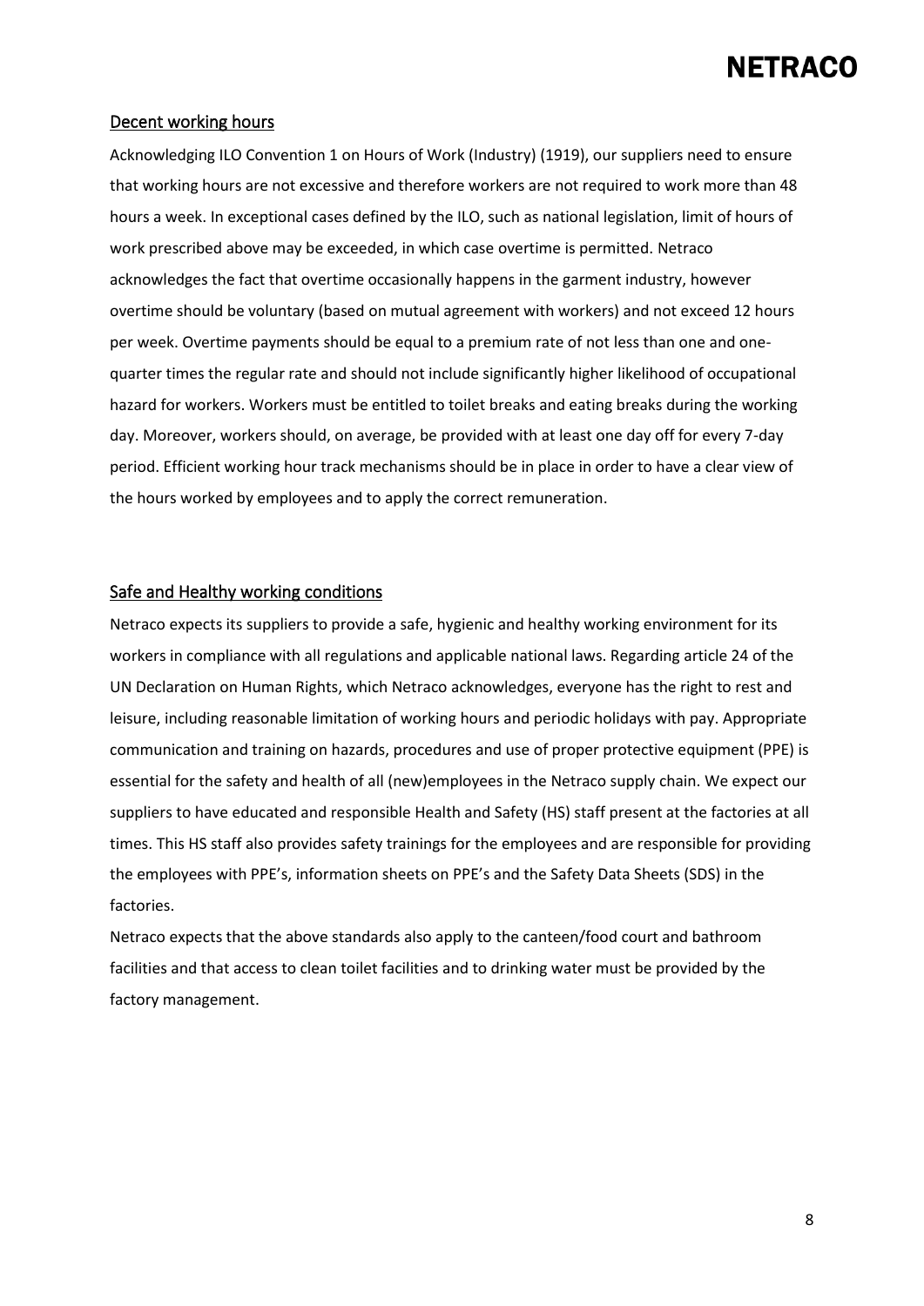## Decent working hours

Acknowledging ILO Convention 1 on Hours of Work (Industry) (1919), our suppliers need to ensure that working hours are not excessive and therefore workers are not required to work more than 48 hours a week. In exceptional cases defined by the ILO, such as national legislation, limit of hours of work prescribed above may be exceeded, in which case overtime is permitted. Netraco acknowledges the fact that overtime occasionally happens in the garment industry, however overtime should be voluntary (based on mutual agreement with workers) and not exceed 12 hours per week. Overtime payments should be equal to a premium rate of not less than one and one-quarter times the regular rate and should not include significantly higher likelihood of occupational hazard for workers. Workers must be entitled to toilet breaks and eating breaks during the working day. Moreover, workers should, on average, be provided with at least one day off for every 7-day period. Efficient working hour track mechanisms should be in place in order to have a clear view of the hours worked by employees and to apply the correct remuneration.

## Safe and Healthy working conditions

Netraco expects its suppliers to provide a safe, hygienic and healthy working environment for its workers in compliance with all regulations and applicable national laws. Regarding article 24 of the UN Declaration on Human Rights, which Netraco acknowledges, everyone has the right to rest and leisure, including reasonable limitation of working hours and periodic holidays with pay. Appropriate communication and training on hazards, procedures and use of proper protective equipment (PPE) is essential for the safety and health of all (new)employees in the Netraco supply chain. We expect our suppliers to have educated and responsible Health and Safety (HS) staff present at the factories at all times. This HS staff also provides safety trainings for the employees and are responsible for providing the employees with PPE's, information sheets on PPE's and the Safety Data Sheets (SDS) in the factories.

Netraco expects that the above standards also apply to the canteen/food court and bathroom facilities and that access to clean toilet facilities and to drinking water must be provided by the factory management.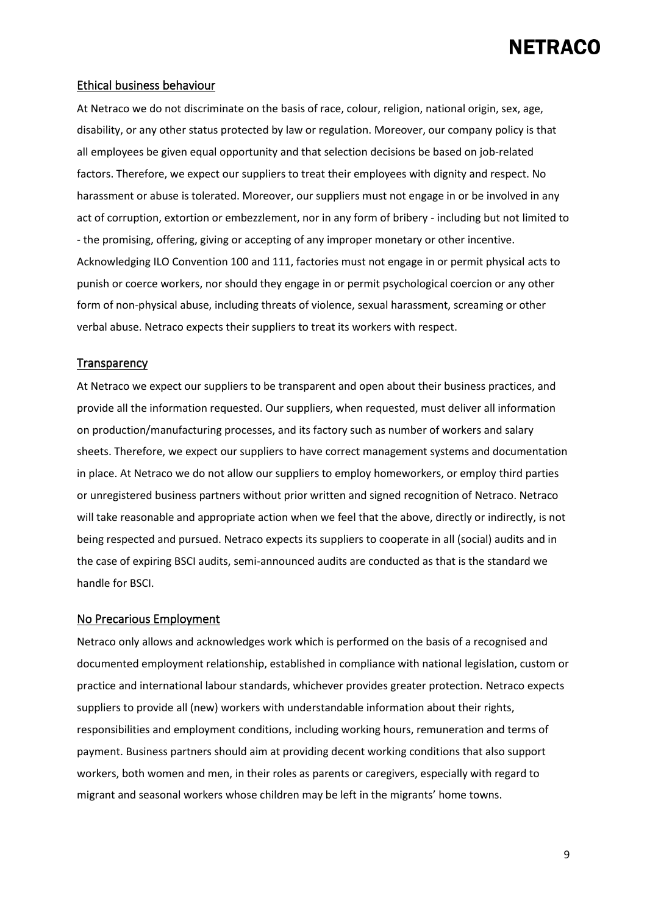## Ethical business behaviour

At Netraco we do not discriminate on the basis of race, colour, religion, national origin, sex, age, disability, or any other status protected by law or regulation. Moreover, our company policy is that all employees be given equal opportunity and that selection decisions be based on job-related factors. Therefore, we expect our suppliers to treat their employees with dignity and respect. No harassment or abuse is tolerated. Moreover, our suppliers must not engage in or be involved in any act of corruption, extortion or embezzlement, nor in any form of bribery - including but not limited to - the promising, offering, giving or accepting of any improper monetary or other incentive. Acknowledging ILO Convention 100 and 111, factories must not engage in or permit physical acts to punish or coerce workers, nor should they engage in or permit psychological coercion or any other form of non-physical abuse, including threats of violence, sexual harassment, screaming or other verbal abuse. Netraco expects their suppliers to treat its workers with respect.

## Transparency

At Netraco we expect our suppliers to be transparent and open about their business practices, and provide all the information requested. Our suppliers, when requested, must deliver all information on production/manufacturing processes, and its factory such as number of workers and salary sheets. Therefore, we expect our suppliers to have correct management systems and documentation in place. At Netraco we do not allow our suppliers to employ homeworkers, or employ third parties or unregistered business partners without prior written and signed recognition of Netraco. Netraco will take reasonable and appropriate action when we feel that the above, directly or indirectly, is not being respected and pursued. Netraco expects its suppliers to cooperate in all (social) audits and in the case of expiring BSCI audits, semi-announced audits are conducted as that is the standard we handle for BSCI.

## No Precarious Employment

Netraco only allows and acknowledges work which is performed on the basis of a recognised and documented employment relationship, established in compliance with national legislation, custom or practice and international labour standards, whichever provides greater protection. Netraco expects suppliers to provide all (new) workers with understandable information about their rights, responsibilities and employment conditions, including working hours, remuneration and terms of payment. Business partners should aim at providing decent working conditions that also support workers, both women and men, in their roles as parents or caregivers, especially with regard to migrant and seasonal workers whose children may be left in the migrants' home towns.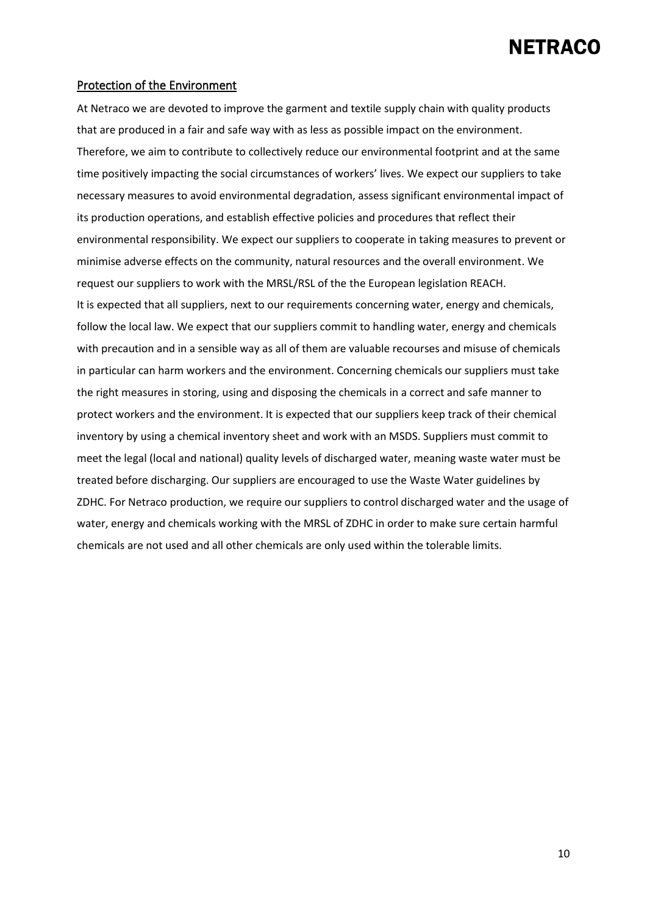## Protection of the Environment

At Netraco we are devoted to improve the garment and textile supply chain with quality products that are produced in a fair and safe way with as less as possible impact on the environment. Therefore, we aim to contribute to collectively reduce our environmental footprint and at the same time positively impacting the social circumstances of workers' lives. We expect our suppliers to take necessary measures to avoid environmental degradation, assess significant environmental impact of its production operations, and establish effective policies and procedures that reflect their environmental responsibility. We expect our suppliers to cooperate in taking measures to prevent or minimise adverse effects on the community, natural resources and the overall environment. We request our suppliers to work with the MRSL/RSL of the the European legislation REACH.

It is expected that all suppliers, next to our requirements concerning water, energy and chemicals, follow the local law. We expect that our suppliers commit to handling water, energy and chemicals with precaution and in a sensible way as all of them are valuable recourses and misuse of chemicals in particular can harm workers and the environment. Concerning chemicals our suppliers must take the right measures in storing, using and disposing the chemicals in a correct and safe manner to protect workers and the environment. It is expected that our suppliers keep track of their chemical inventory by using a chemical inventory sheet and work with an MSDS. Suppliers must commit to meet the legal (local and national) quality levels of discharged water, meaning waste water must be treated before discharging. Our suppliers are encouraged to use the Waste Water guidelines by ZDHC. For Netraco production, we require our suppliers to control discharged water and the usage of water, energy and chemicals working with the MRSL of ZDHC in order to make sure certain harmful chemicals are not used and all other chemicals are only used within the tolerable limits.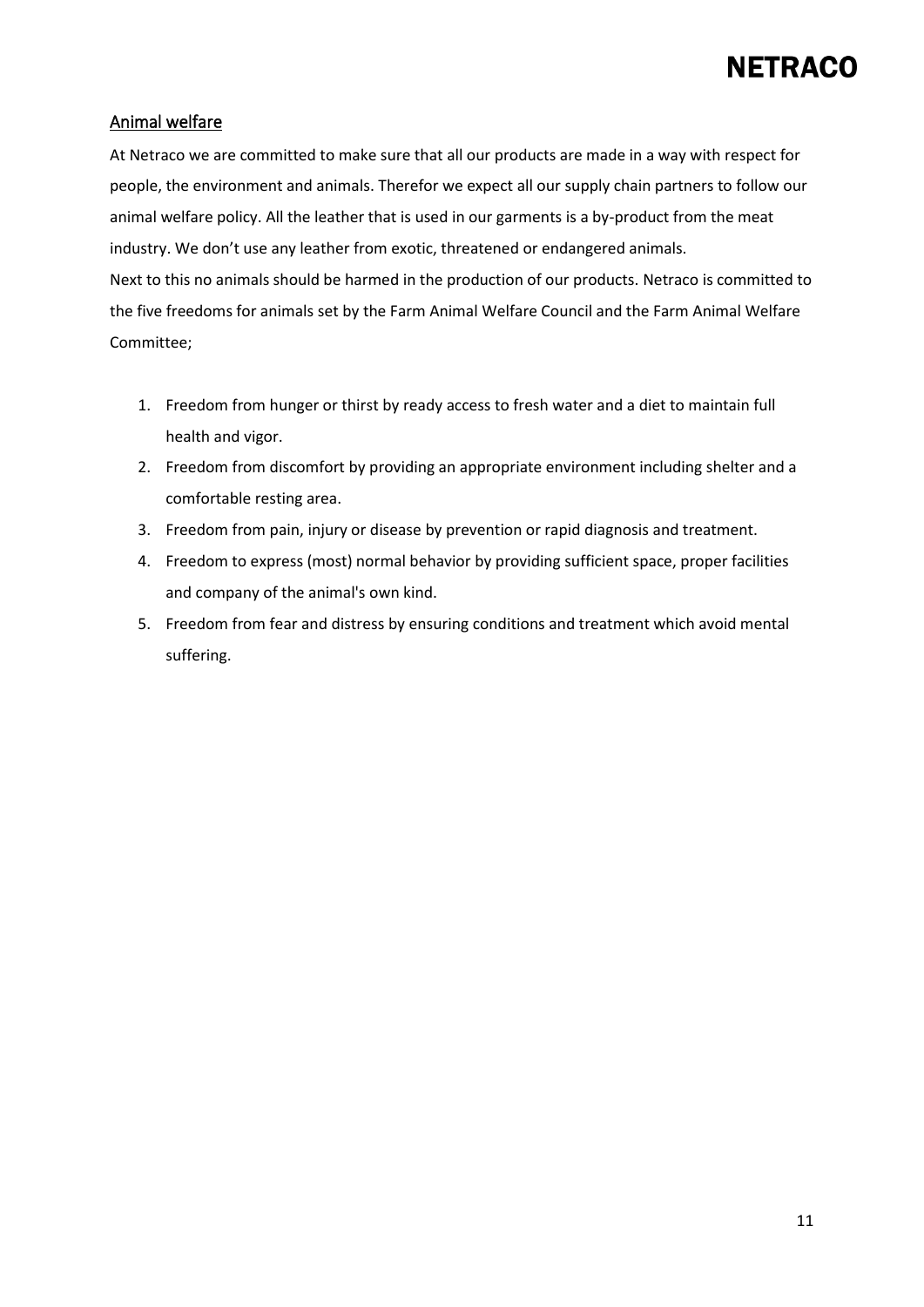## Animal welfare

At Netraco we are committed to make sure that all our products are made in a way with respect for people, the environment and animals. Therefor we expect all our supply chain partners to follow our animal welfare policy. All the leather that is used in our garments is a by-product from the meat industry. We don't use any leather from exotic, threatened or endangered animals.
Next to this no animals should be harmed in the production of our products. Netraco is committed to the five freedoms for animals set by the Farm Animal Welfare Council and the Farm Animal Welfare Committee;

1. Freedom from hunger or thirst by ready access to fresh water and a diet to maintain full health and vigor.
2. Freedom from discomfort by providing an appropriate environment including shelter and a comfortable resting area.
3. Freedom from pain, injury or disease by prevention or rapid diagnosis and treatment.
4. Freedom to express (most) normal behavior by providing sufficient space, proper facilities and company of the animal's own kind.
5. Freedom from fear and distress by ensuring conditions and treatment which avoid mental suffering.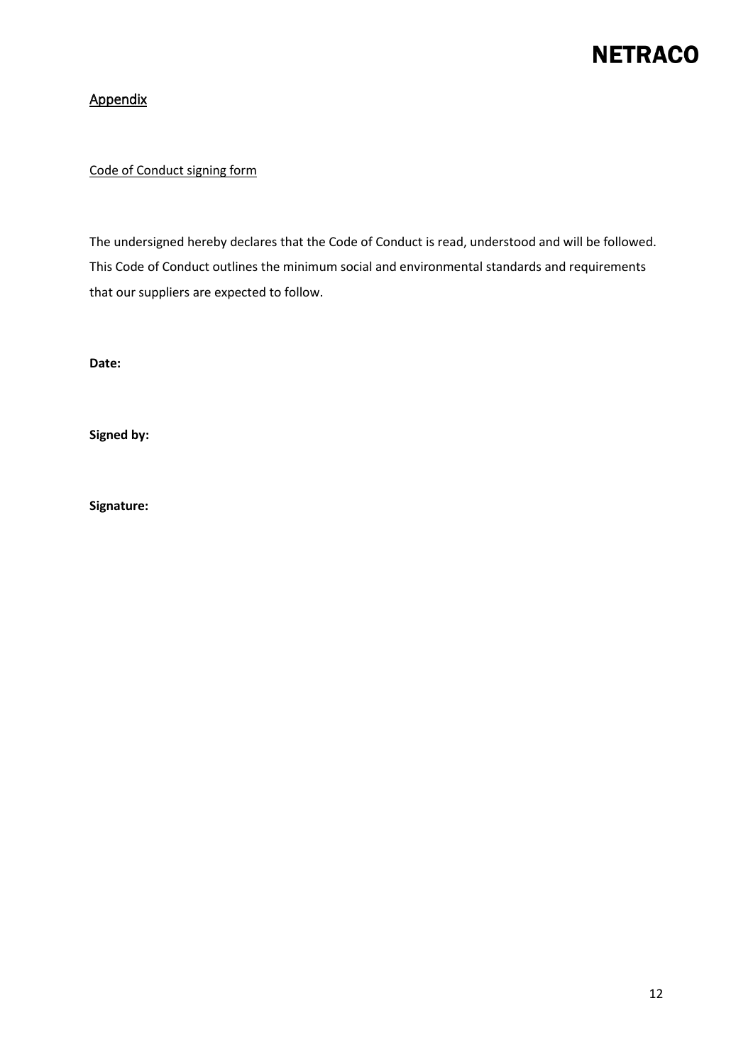## Appendix

Code of Conduct signing form

The undersigned hereby declares that the Code of Conduct is read, understood and will be followed. This Code of Conduct outlines the minimum social and environmental standards and requirements that our suppliers are expected to follow.

**Date:**

**Signed by:**

**Signature:**